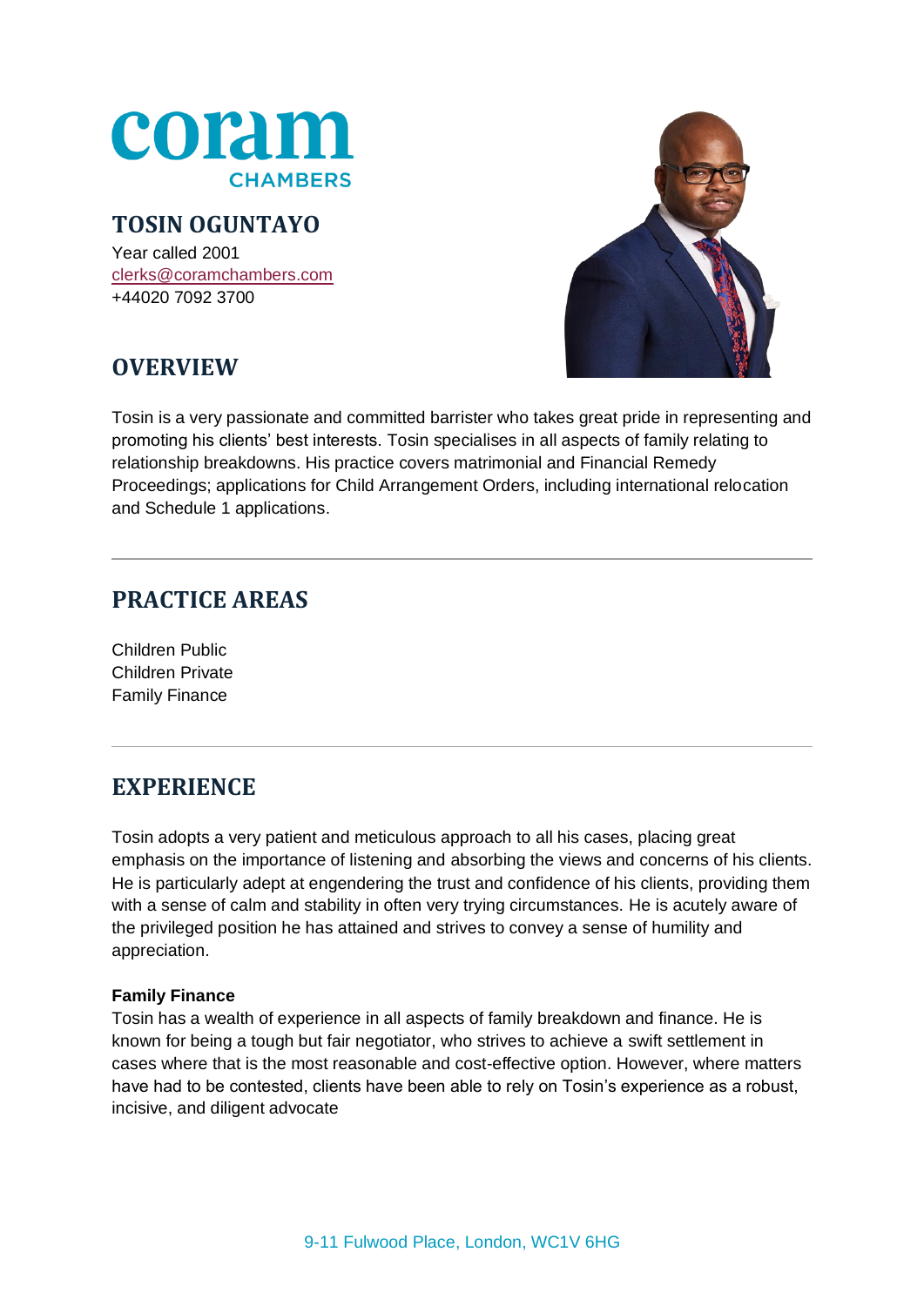coram CHAMBERS

# TOSIN OGUNTAYO

Year called 2001
clerks@coramchambers.com
+44020 7092 3700

## OVERVIEW

Tosin is a very passionate and committed barrister who takes great pride in representing and promoting his clients' best interests. Tosin specialises in all aspects of family relating to relationship breakdowns. His practice covers matrimonial and Financial Remedy Proceedings; applications for Child Arrangement Orders, including international relocation and Schedule 1 applications.

## PRACTICE AREAS

Children Public
Children Private
Family Finance

## EXPERIENCE

Tosin adopts a very patient and meticulous approach to all his cases, placing great emphasis on the importance of listening and absorbing the views and concerns of his clients. He is particularly adept at engendering the trust and confidence of his clients, providing them with a sense of calm and stability in often very trying circumstances. He is acutely aware of the privileged position he has attained and strives to convey a sense of humility and appreciation.

**Family Finance**

Tosin has a wealth of experience in all aspects of family breakdown and finance. He is known for being a tough but fair negotiator, who strives to achieve a swift settlement in cases where that is the most reasonable and cost-effective option. However, where matters have had to be contested, clients have been able to rely on Tosin's experience as a robust, incisive, and diligent advocate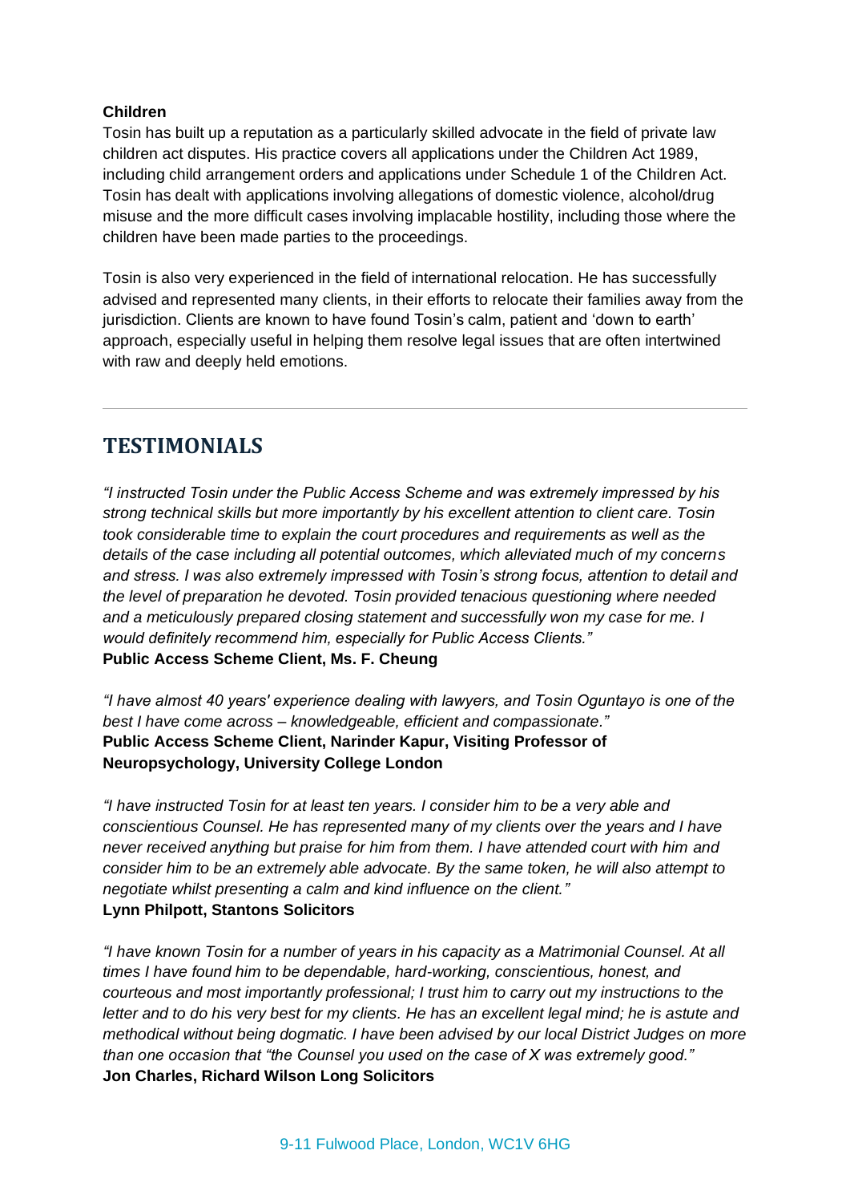**Children**

Tosin has built up a reputation as a particularly skilled advocate in the field of private law children act disputes. His practice covers all applications under the Children Act 1989, including child arrangement orders and applications under Schedule 1 of the Children Act. Tosin has dealt with applications involving allegations of domestic violence, alcohol/drug misuse and the more difficult cases involving implacable hostility, including those where the children have been made parties to the proceedings.

Tosin is also very experienced in the field of international relocation. He has successfully advised and represented many clients, in their efforts to relocate their families away from the jurisdiction. Clients are known to have found Tosin's calm, patient and 'down to earth' approach, especially useful in helping them resolve legal issues that are often intertwined with raw and deeply held emotions.

---

## TESTIMONIALS

*"I instructed Tosin under the Public Access Scheme and was extremely impressed by his strong technical skills but more importantly by his excellent attention to client care. Tosin took considerable time to explain the court procedures and requirements as well as the details of the case including all potential outcomes, which alleviated much of my concerns and stress. I was also extremely impressed with Tosin's strong focus, attention to detail and the level of preparation he devoted. Tosin provided tenacious questioning where needed and a meticulously prepared closing statement and successfully won my case for me. I would definitely recommend him, especially for Public Access Clients."*
**Public Access Scheme Client, Ms. F. Cheung**

*"I have almost 40 years' experience dealing with lawyers, and Tosin Oguntayo is one of the best I have come across – knowledgeable, efficient and compassionate."*
**Public Access Scheme Client, Narinder Kapur, Visiting Professor of Neuropsychology, University College London**

*"I have instructed Tosin for at least ten years. I consider him to be a very able and conscientious Counsel. He has represented many of my clients over the years and I have never received anything but praise for him from them. I have attended court with him and consider him to be an extremely able advocate. By the same token, he will also attempt to negotiate whilst presenting a calm and kind influence on the client."*
**Lynn Philpott, Stantons Solicitors**

*"I have known Tosin for a number of years in his capacity as a Matrimonial Counsel. At all times I have found him to be dependable, hard-working, conscientious, honest, and courteous and most importantly professional; I trust him to carry out my instructions to the letter and to do his very best for my clients. He has an excellent legal mind; he is astute and methodical without being dogmatic. I have been advised by our local District Judges on more than one occasion that "the Counsel you used on the case of X was extremely good."*
**Jon Charles, Richard Wilson Long Solicitors**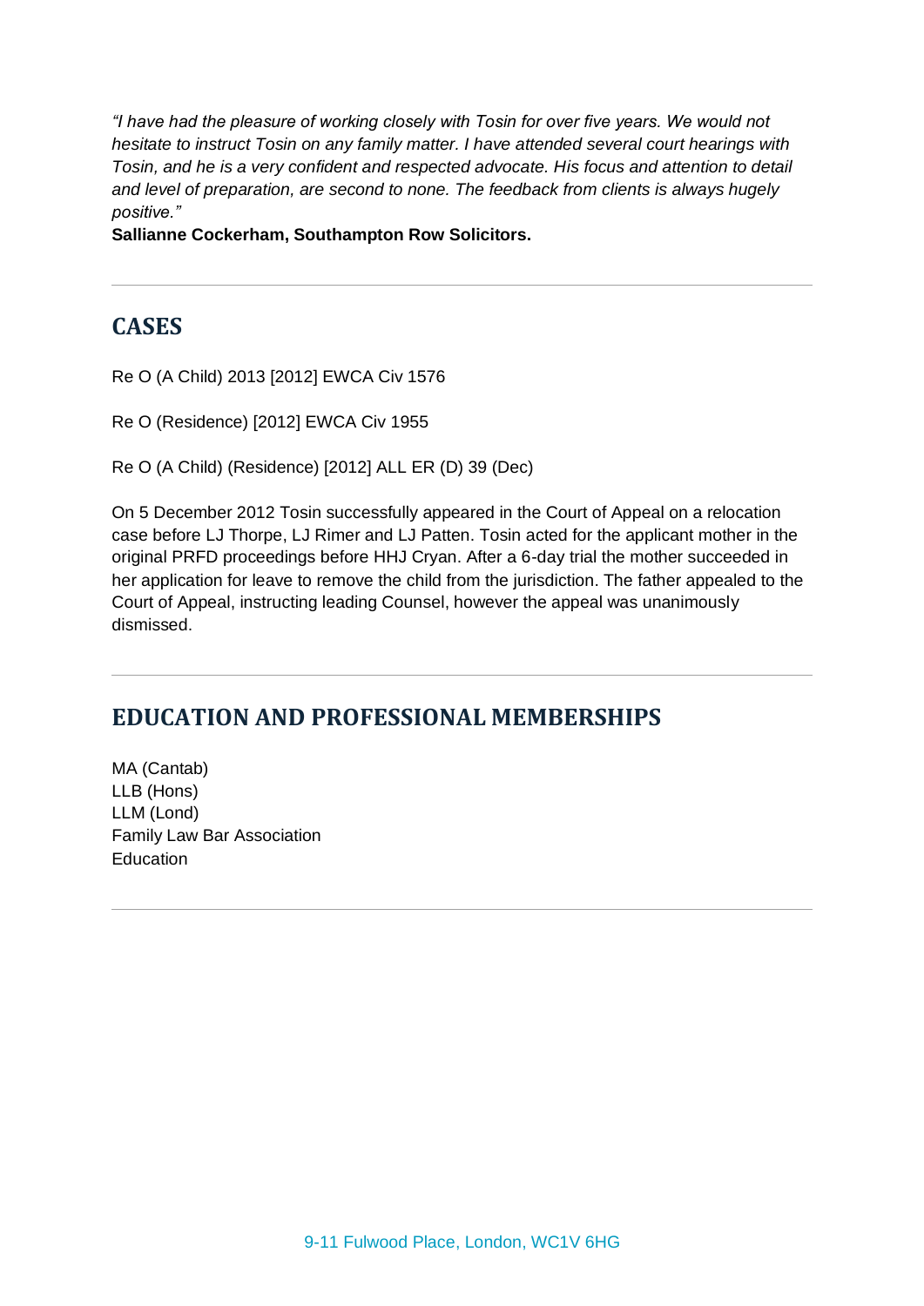*"I have had the pleasure of working closely with Tosin for over five years. We would not hesitate to instruct Tosin on any family matter. I have attended several court hearings with Tosin, and he is a very confident and respected advocate. His focus and attention to detail and level of preparation, are second to none. The feedback from clients is always hugely positive."*

**Sallianne Cockerham, Southampton Row Solicitors.**

## CASES

Re O (A Child) 2013 [2012] EWCA Civ 1576

Re O (Residence) [2012] EWCA Civ 1955

Re O (A Child) (Residence) [2012] ALL ER (D) 39 (Dec)

On 5 December 2012 Tosin successfully appeared in the Court of Appeal on a relocation case before LJ Thorpe, LJ Rimer and LJ Patten. Tosin acted for the applicant mother in the original PRFD proceedings before HHJ Cryan. After a 6-day trial the mother succeeded in her application for leave to remove the child from the jurisdiction. The father appealed to the Court of Appeal, instructing leading Counsel, however the appeal was unanimously dismissed.

## EDUCATION AND PROFESSIONAL MEMBERSHIPS

MA (Cantab)
LLB (Hons)
LLM (Lond)
Family Law Bar Association
Education